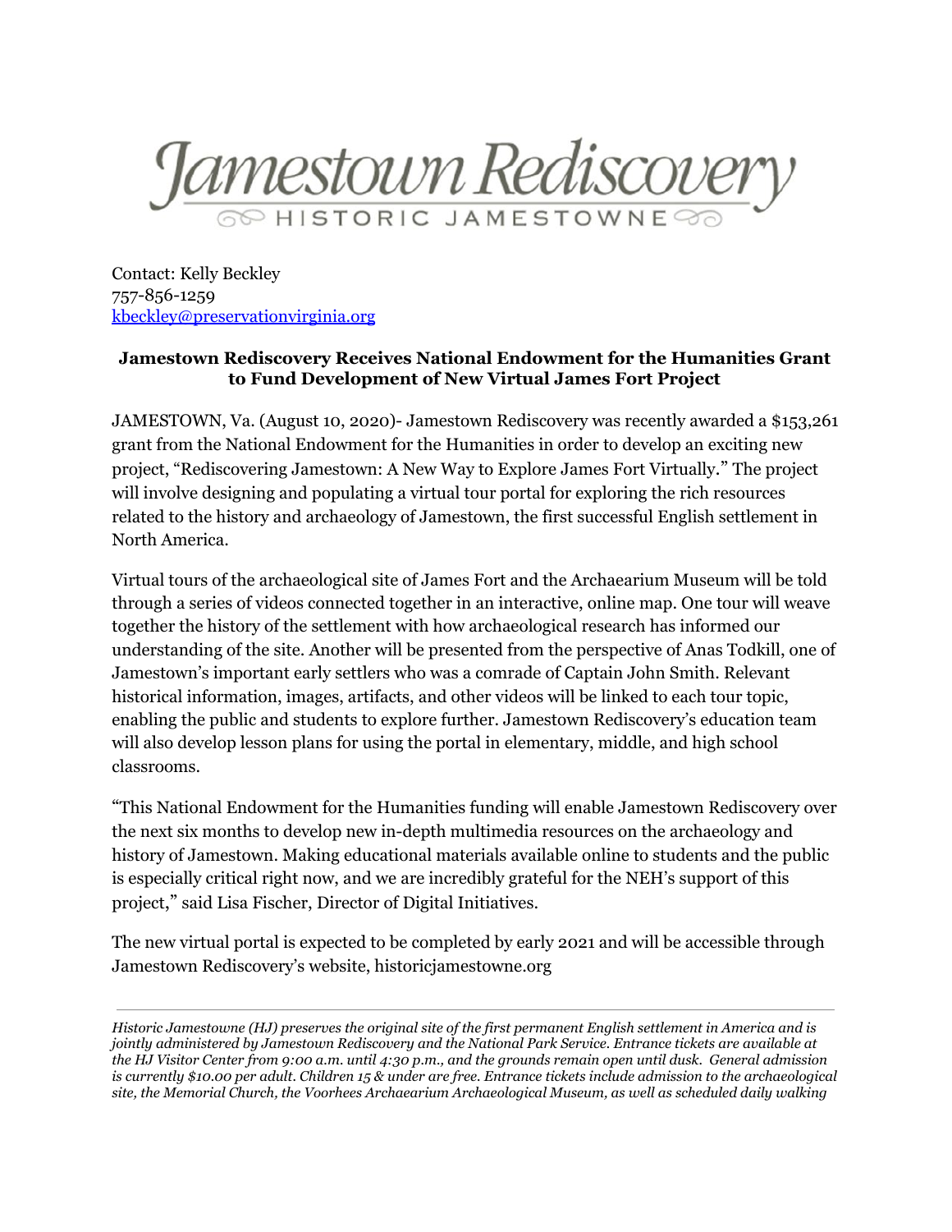# Jamestown Rediscovery

HISTORIC JAMESTOWNE

Contact: Kelly Beckley
757-856-1259
kbeckley@preservationvirginia.org

**Jamestown Rediscovery Receives National Endowment for the Humanities Grant to Fund Development of New Virtual James Fort Project**

JAMESTOWN, Va. (August 10, 2020)- Jamestown Rediscovery was recently awarded a $153,261 grant from the National Endowment for the Humanities in order to develop an exciting new project, "Rediscovering Jamestown: A New Way to Explore James Fort Virtually." The project will involve designing and populating a virtual tour portal for exploring the rich resources related to the history and archaeology of Jamestown, the first successful English settlement in North America.

Virtual tours of the archaeological site of James Fort and the Archaearium Museum will be told through a series of videos connected together in an interactive, online map. One tour will weave together the history of the settlement with how archaeological research has informed our understanding of the site. Another will be presented from the perspective of Anas Todkill, one of Jamestown's important early settlers who was a comrade of Captain John Smith. Relevant historical information, images, artifacts, and other videos will be linked to each tour topic, enabling the public and students to explore further. Jamestown Rediscovery's education team will also develop lesson plans for using the portal in elementary, middle, and high school classrooms.

"This National Endowment for the Humanities funding will enable Jamestown Rediscovery over the next six months to develop new in-depth multimedia resources on the archaeology and history of Jamestown. Making educational materials available online to students and the public is especially critical right now, and we are incredibly grateful for the NEH's support of this project," said Lisa Fischer, Director of Digital Initiatives.

The new virtual portal is expected to be completed by early 2021 and will be accessible through Jamestown Rediscovery's website, historicjamestowne.org

---

*Historic Jamestowne (HJ) preserves the original site of the first permanent English settlement in America and is jointly administered by Jamestown Rediscovery and the National Park Service. Entrance tickets are available at the HJ Visitor Center from 9:00 a.m. until 4:30 p.m., and the grounds remain open until dusk. General admission is currently $10.00 per adult. Children 15 & under are free. Entrance tickets include admission to the archaeological site, the Memorial Church, the Voorhees Archaearium Archaeological Museum, as well as scheduled daily walking*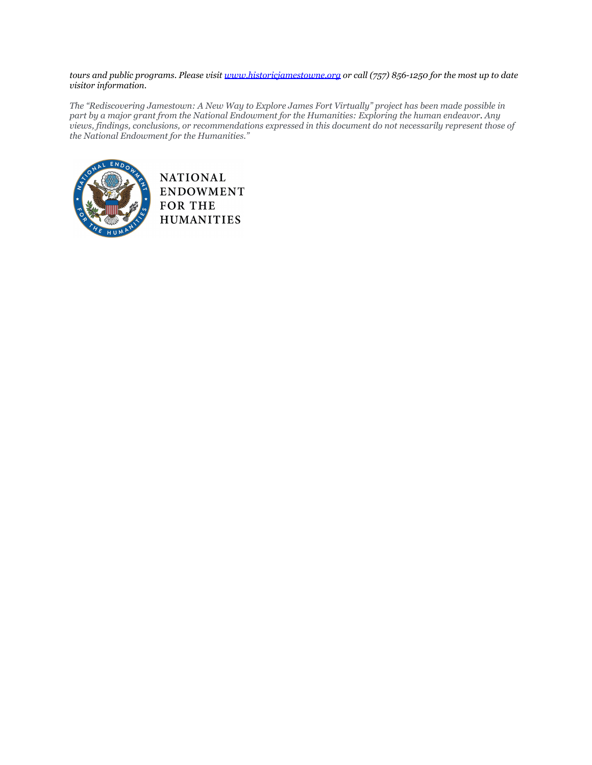*tours and public programs. Please visit [www.historicjamestowne.org](http://www.historicjamestowne.org) or call (757) 856-1250 for the most up to date visitor information.*

*The "Rediscovering Jamestown: A New Way to Explore James Fort Virtually" project has been made possible in part by a major grant from the National Endowment for the Humanities: Exploring the human endeavor. Any views, findings, conclusions, or recommendations expressed in this document do not necessarily represent those of the National Endowment for the Humanities."*

NATIONAL
ENDOWMENT
FOR THE
HUMANITIES